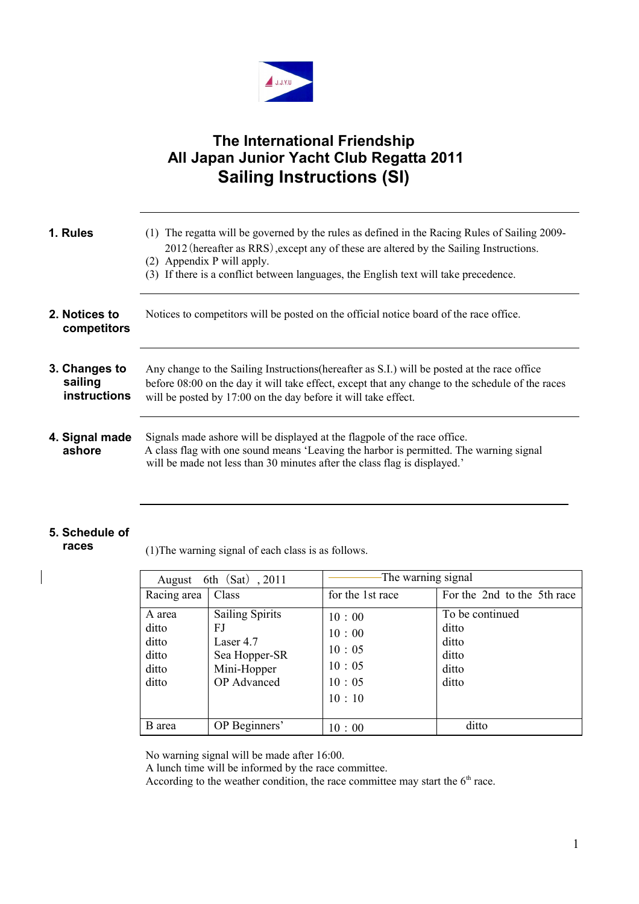# The International Friendship
# All Japan Junior Yacht Club Regatta 2011
# Sailing Instructions (SI)

## 1. Rules

(1) The regatta will be governed by the rules as defined in the Racing Rules of Sailing 2009-2012（hereafter as RRS）,except any of these are altered by the Sailing Instructions.
(2) Appendix P will apply.
(3) If there is a conflict between languages, the English text will take precedence.

## 2. Notices to competitors

Notices to competitors will be posted on the official notice board of the race office.

## 3. Changes to sailing instructions

Any change to the Sailing Instructions(hereafter as S.I.) will be posted at the race office before 08:00 on the day it will take effect, except that any change to the schedule of the races will be posted by 17:00 on the day before it will take effect.

## 4. Signal made ashore

Signals made ashore will be displayed at the flagpole of the race office.
A class flag with one sound means 'Leaving the harbor is permitted. The warning signal will be made not less than 30 minutes after the class flag is displayed.'

## 5. Schedule of races

(1)The warning signal of each class is as follows.

| August 6th（Sat）, 2011 | | The warning signal | |
|---|---|---|---|
| Racing area | Class | for the 1st race | For the 2nd to the 5th race |
| A area | Sailing Spirits | 10：00 | To be continued |
| ditto | FJ | 10：00 | ditto |
| ditto | Laser 4.7 | 10：05 | ditto |
| ditto | Sea Hopper-SR | 10：05 | ditto |
| ditto | Mini-Hopper | 10：05 | ditto |
| ditto | OP Advanced | 10：10 | ditto |
| B area | OP Beginners' | 10：00 | ditto |

No warning signal will be made after 16:00.
A lunch time will be informed by the race committee.
According to the weather condition, the race committee may start the 6th race.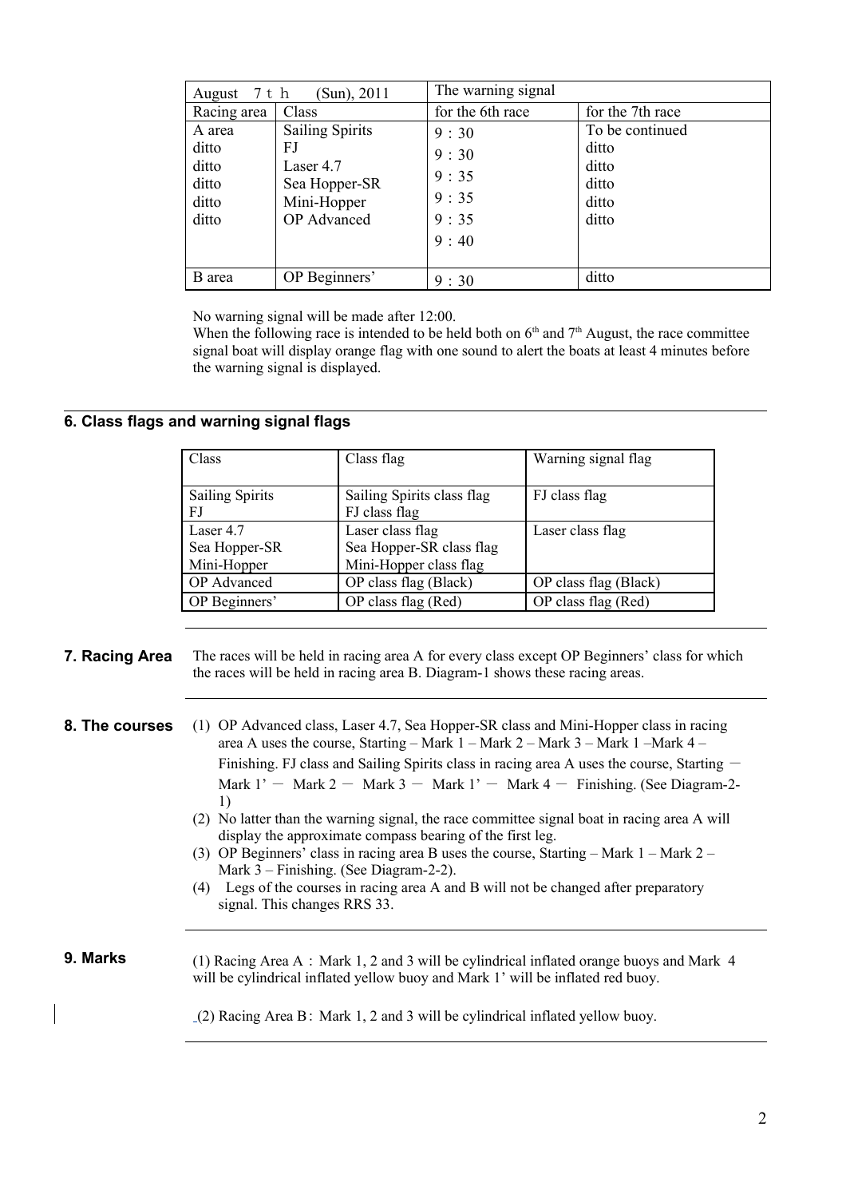| August 7ｔｈ (Sun), 2011 | | The warning signal | |
|---|---|---|---|
| Racing area | Class | for the 6th race | for the 7th race |
| A area | Sailing Spirits | 9：30 | To be continued |
| ditto | FJ | 9：30 | ditto |
| ditto | Laser 4.7 | 9：35 | ditto |
| ditto | Sea Hopper-SR | 9：35 | ditto |
| ditto | Mini-Hopper | 9：35 | ditto |
| ditto | OP Advanced | 9：40 | ditto |
| B area | OP Beginners' | 9：30 | ditto |

No warning signal will be made after 12:00.
When the following race is intended to be held both on 6th and 7th August, the race committee signal boat will display orange flag with one sound to alert the boats at least 4 minutes before the warning signal is displayed.

## 6. Class flags and warning signal flags

| Class | Class flag | Warning signal flag |
|---|---|---|
| Sailing Spirits<br>FJ | Sailing Spirits class flag<br>FJ class flag | FJ class flag |
| Laser 4.7<br>Sea Hopper-SR<br>Mini-Hopper | Laser class flag<br>Sea Hopper-SR class flag<br>Mini-Hopper class flag | Laser class flag |
| OP Advanced | OP class flag (Black) | OP class flag (Black) |
| OP Beginners' | OP class flag (Red) | OP class flag (Red) |

## 7. Racing Area

The races will be held in racing area A for every class except OP Beginners' class for which the races will be held in racing area B. Diagram-1 shows these racing areas.

## 8. The courses

(1) OP Advanced class, Laser 4.7, Sea Hopper-SR class and Mini-Hopper class in racing area A uses the course, Starting – Mark 1 – Mark 2 – Mark 3 – Mark 1 –Mark 4 – Finishing. FJ class and Sailing Spirits class in racing area A uses the course, Starting － Mark 1' － Mark 2 － Mark 3 － Mark 1' － Mark 4 － Finishing. (See Diagram-2-1)

(2) No latter than the warning signal, the race committee signal boat in racing area A will display the approximate compass bearing of the first leg.

(3) OP Beginners' class in racing area B uses the course, Starting – Mark 1 – Mark 2 – Mark 3 – Finishing. (See Diagram-2-2).

(4) Legs of the courses in racing area A and B will not be changed after preparatory signal. This changes RRS 33.

## 9. Marks

(1) Racing Area A：Mark 1, 2 and 3 will be cylindrical inflated orange buoys and Mark 4 will be cylindrical inflated yellow buoy and Mark 1' will be inflated red buoy.

(2) Racing Area B：Mark 1, 2 and 3 will be cylindrical inflated yellow buoy.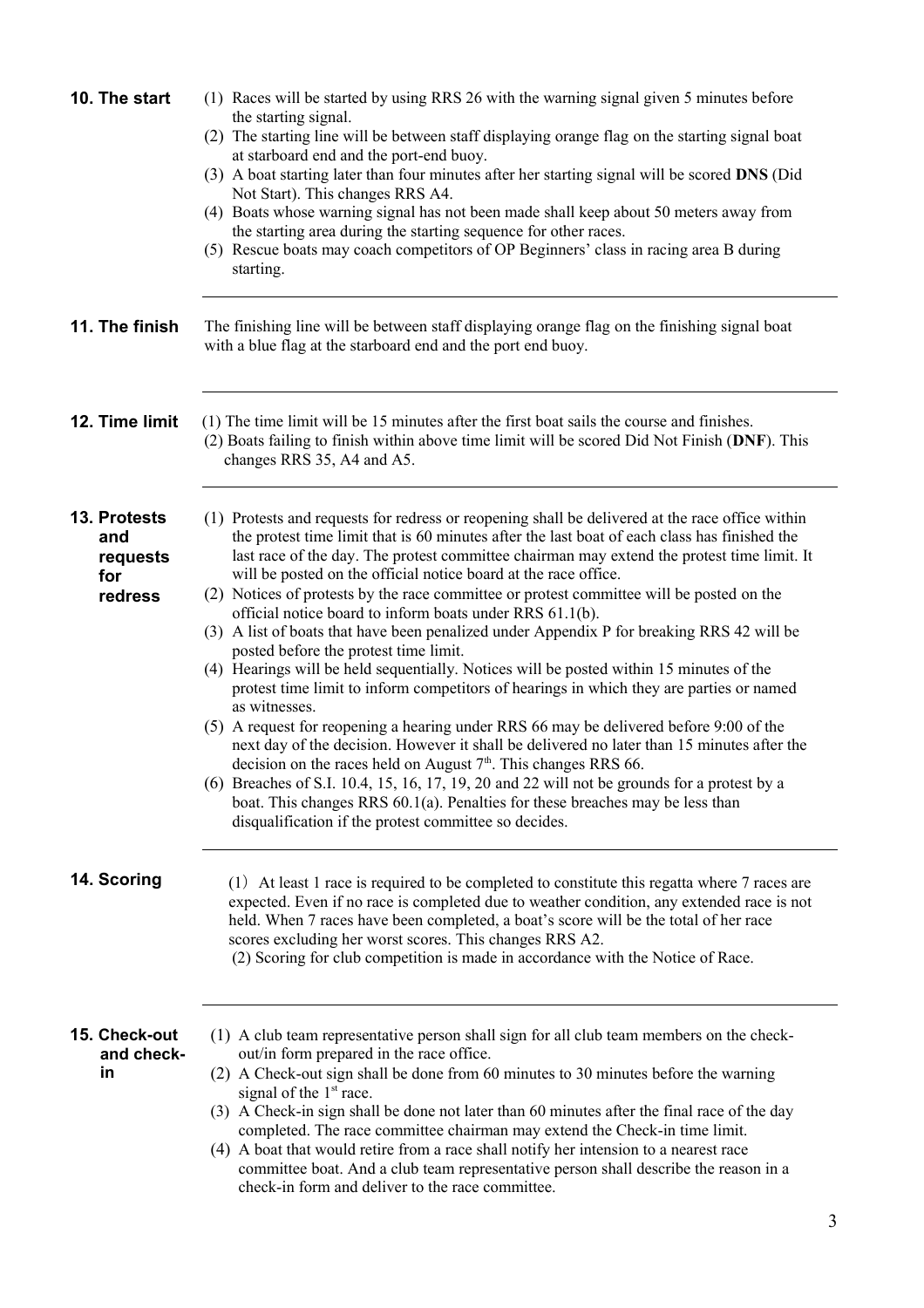## 10. The start

(1) Races will be started by using RRS 26 with the warning signal given 5 minutes before the starting signal.
(2) The starting line will be between staff displaying orange flag on the starting signal boat at starboard end and the port-end buoy.
(3) A boat starting later than four minutes after her starting signal will be scored **DNS** (Did Not Start). This changes RRS A4.
(4) Boats whose warning signal has not been made shall keep about 50 meters away from the starting area during the starting sequence for other races.
(5) Rescue boats may coach competitors of OP Beginners' class in racing area B during starting.

## 11. The finish

The finishing line will be between staff displaying orange flag on the finishing signal boat with a blue flag at the starboard end and the port end buoy.

## 12. Time limit

(1) The time limit will be 15 minutes after the first boat sails the course and finishes.
(2) Boats failing to finish within above time limit will be scored Did Not Finish (**DNF**). This changes RRS 35, A4 and A5.

## 13. Protests and requests for redress

(1) Protests and requests for redress or reopening shall be delivered at the race office within the protest time limit that is 60 minutes after the last boat of each class has finished the last race of the day. The protest committee chairman may extend the protest time limit. It will be posted on the official notice board at the race office.
(2) Notices of protests by the race committee or protest committee will be posted on the official notice board to inform boats under RRS 61.1(b).
(3) A list of boats that have been penalized under Appendix P for breaking RRS 42 will be posted before the protest time limit.
(4) Hearings will be held sequentially. Notices will be posted within 15 minutes of the protest time limit to inform competitors of hearings in which they are parties or named as witnesses.
(5) A request for reopening a hearing under RRS 66 may be delivered before 9:00 of the next day of the decision. However it shall be delivered no later than 15 minutes after the decision on the races held on August 7th. This changes RRS 66.
(6) Breaches of S.I. 10.4, 15, 16, 17, 19, 20 and 22 will not be grounds for a protest by a boat. This changes RRS 60.1(a). Penalties for these breaches may be less than disqualification if the protest committee so decides.

## 14. Scoring

(1) At least 1 race is required to be completed to constitute this regatta where 7 races are expected. Even if no race is completed due to weather condition, any extended race is not held. When 7 races have been completed, a boat's score will be the total of her race scores excluding her worst scores. This changes RRS A2.
(2) Scoring for club competition is made in accordance with the Notice of Race.

## 15. Check-out and check-in

(1) A club team representative person shall sign for all club team members on the check-out/in form prepared in the race office.
(2) A Check-out sign shall be done from 60 minutes to 30 minutes before the warning signal of the 1st race.
(3) A Check-in sign shall be done not later than 60 minutes after the final race of the day completed. The race committee chairman may extend the Check-in time limit.
(4) A boat that would retire from a race shall notify her intension to a nearest race committee boat. And a club team representative person shall describe the reason in a check-in form and deliver to the race committee.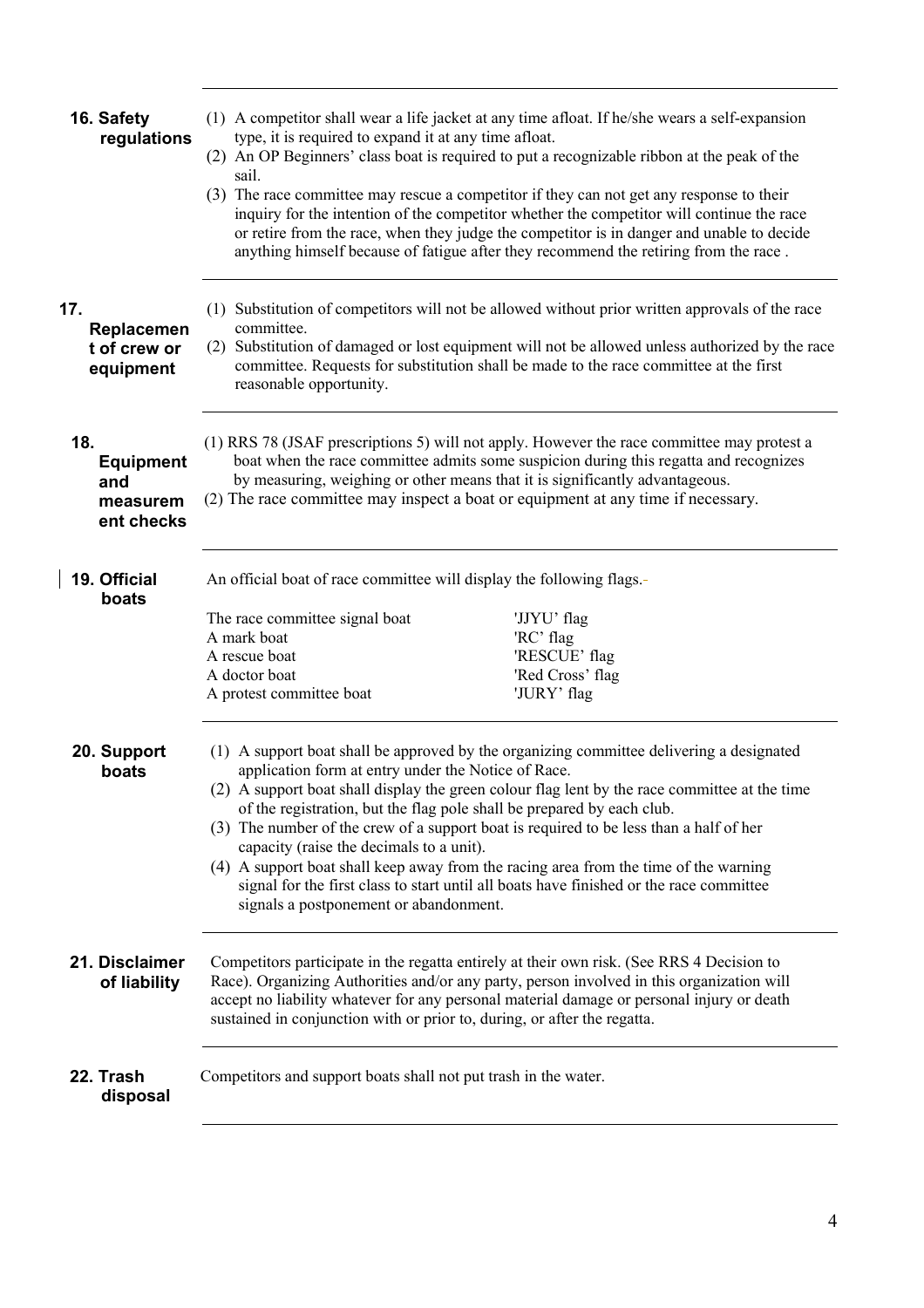## 16. Safety regulations

(1) A competitor shall wear a life jacket at any time afloat. If he/she wears a self-expansion type, it is required to expand it at any time afloat.
(2) An OP Beginners' class boat is required to put a recognizable ribbon at the peak of the sail.
(3) The race committee may rescue a competitor if they can not get any response to their inquiry for the intention of the competitor whether the competitor will continue the race or retire from the race, when they judge the competitor is in danger and unable to decide anything himself because of fatigue after they recommend the retiring from the race .

## 17. Replacement of crew or equipment

(1) Substitution of competitors will not be allowed without prior written approvals of the race committee.
(2) Substitution of damaged or lost equipment will not be allowed unless authorized by the race committee. Requests for substitution shall be made to the race committee at the first reasonable opportunity.

## 18. Equipment and measurement checks

(1) RRS 78 (JSAF prescriptions 5) will not apply. However the race committee may protest a boat when the race committee admits some suspicion during this regatta and recognizes by measuring, weighing or other means that it is significantly advantageous.
(2) The race committee may inspect a boat or equipment at any time if necessary.

## 19. Official boats

An official boat of race committee will display the following flags.

| | |
|---|---|
| The race committee signal boat | 'JJYU' flag |
| A mark boat | 'RC' flag |
| A rescue boat | 'RESCUE' flag |
| A doctor boat | 'Red Cross' flag |
| A protest committee boat | 'JURY' flag |

## 20. Support boats

(1) A support boat shall be approved by the organizing committee delivering a designated application form at entry under the Notice of Race.
(2) A support boat shall display the green colour flag lent by the race committee at the time of the registration, but the flag pole shall be prepared by each club.
(3) The number of the crew of a support boat is required to be less than a half of her capacity (raise the decimals to a unit).
(4) A support boat shall keep away from the racing area from the time of the warning signal for the first class to start until all boats have finished or the race committee signals a postponement or abandonment.

## 21. Disclaimer of liability

Competitors participate in the regatta entirely at their own risk. (See RRS 4 Decision to Race). Organizing Authorities and/or any party, person involved in this organization will accept no liability whatever for any personal material damage or personal injury or death sustained in conjunction with or prior to, during, or after the regatta.

## 22. Trash disposal

Competitors and support boats shall not put trash in the water.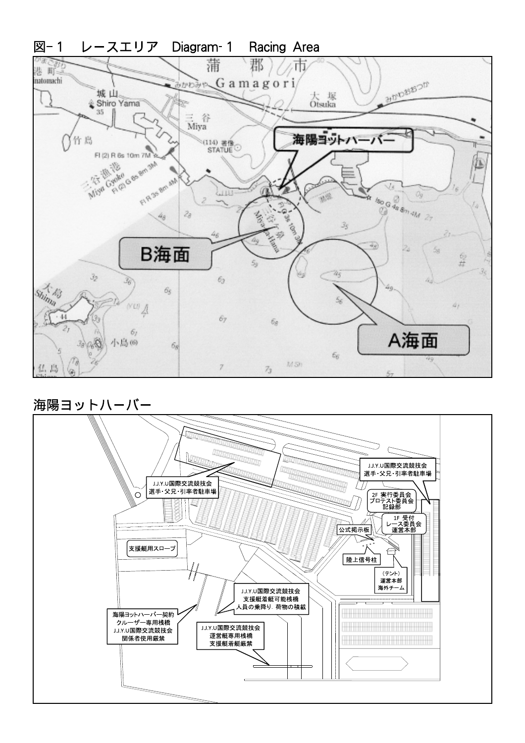# 図-１　レースエリア　Diagram-１　Racing Area

蒲郡市

Gamagori

みかわみや

大塚

Otsuka

みかわおおつか

城山

Shiro Yama

三谷

Miya

竹島

(114) 著像

STATUE

海陽ヨットハーバー

三谷漁港

Miya Gyoko

Fl (2) R 6s 10m 7M

Fl (2) G 6s 8m 3M

Fl R 3s 8m 4M

Fl G 3s 10m 3M

Iso G 4s 8m 4M

三谷海岸

Miya-ka-Hama

B海面

A海面

大島

Shima

小島

仏島

# 海陽ヨットハーバー

J.J.Y.U国際交流競技会
選手・父兄・引率者駐車場

J.J.Y.U国際交流競技会
選手・父兄・引率者駐車場

2F 実行委員会
プロテスト委員会
記録部

1F 受付
レース委員会
運営本部

公式掲示板

陸上信号柱

（テント）
運営本部
海外チーム

支援艇用スロープ

J.J.Y.U国際交流競技会
支援艇着艇可能桟橋
人員の乗降り，荷物の積載

海陽ヨットハーバー契約
クルーザー専用桟橋
J.J.Y.U国際交流競技会
関係者使用厳禁

J.J.Y.U国際交流競技会
運営艇専用桟橋
支援艇着艇厳禁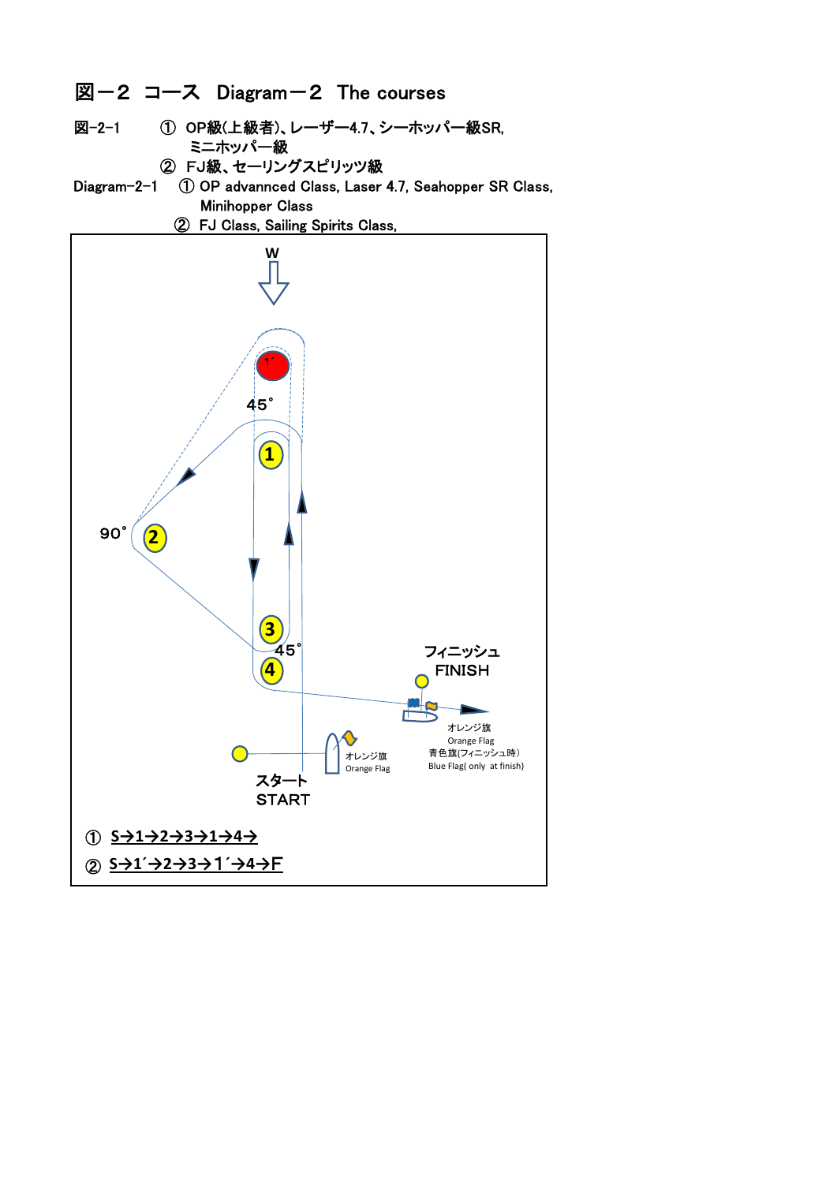# 図－２ コース Diagram－２ The courses

図-2-1 ① OP級(上級者)、レーザー4.7、シーホッパー級SR,
ミニホッパー級
② FJ級、セーリングスピリッツ級

Diagram－2－1 ① OP advannced Class, Laser 4.7, Seahopper SR Class,
Minihopper Class
② FJ Class, Sailing Spirits Class,

W

1´

45˚

1

90˚

2

3

45˚

4

フィニッシュ
FINISH

オレンジ旗
Orange Flag
青色旗(フィニッシュ時)
Blue Flag( only at finish)

オレンジ旗
Orange Flag

スタート
START

① S→1→2→3→1→4→

② S→1´→2→3→1´→4→F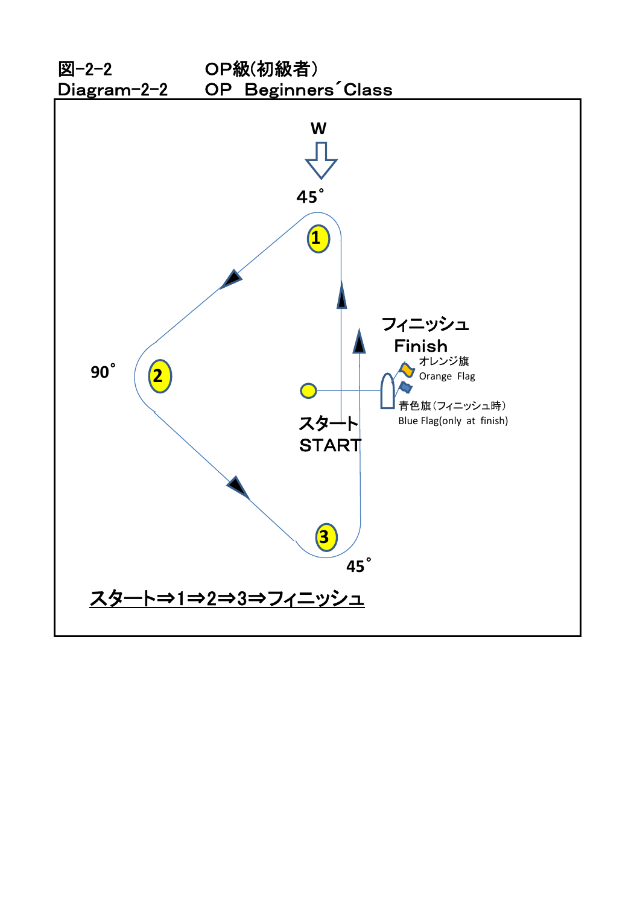図-2-2　　　　OP級(初級者)

Diagram-2-2　　OP　Beginners´Class

W

45°

1

90°

2

3

45°

フィニッシュ

Finish

オレンジ旗

Orange Flag

青色旗（フィニッシュ時）

Blue Flag(only at finish)

スタート

START

スタート⇒1⇒2⇒3⇒フィニッシュ